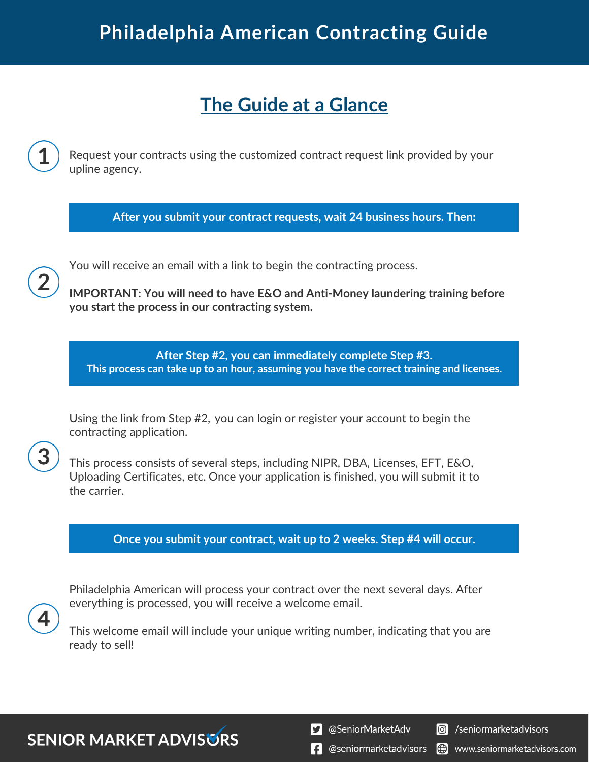# Philadelphia American Contracting Guide

## The Guide at a Glance

**1** Request your contracts using the customized contract request link provided by your upline agency.

**After you submit your contract requests, wait 24 business hours. Then:**

**2** You will receive an email with a link to begin the contracting process.

**IMPORTANT: You will need to have E&O and Anti-Money laundering training before you start the process in our contracting system.**

**After Step #2, you can immediately complete Step #3.**
**This process can take up to an hour, assuming you have the correct training and licenses.**

**3** Using the link from Step #2, you can login or register your account to begin the contracting application.

This process consists of several steps, including NIPR, DBA, Licenses, EFT, E&O, Uploading Certificates, etc. Once your application is finished, you will submit it to the carrier.

**Once you submit your contract, wait up to 2 weeks. Step #4 will occur.**

**4** Philadelphia American will process your contract over the next several days. After everything is processed, you will receive a welcome email.

This welcome email will include your unique writing number, indicating that you are ready to sell!

SENIOR MARKET ADVISORS

@SeniorMarketAdv | /seniormarketadvisors | @seniormarketadvisors | www.seniormarketadvisors.com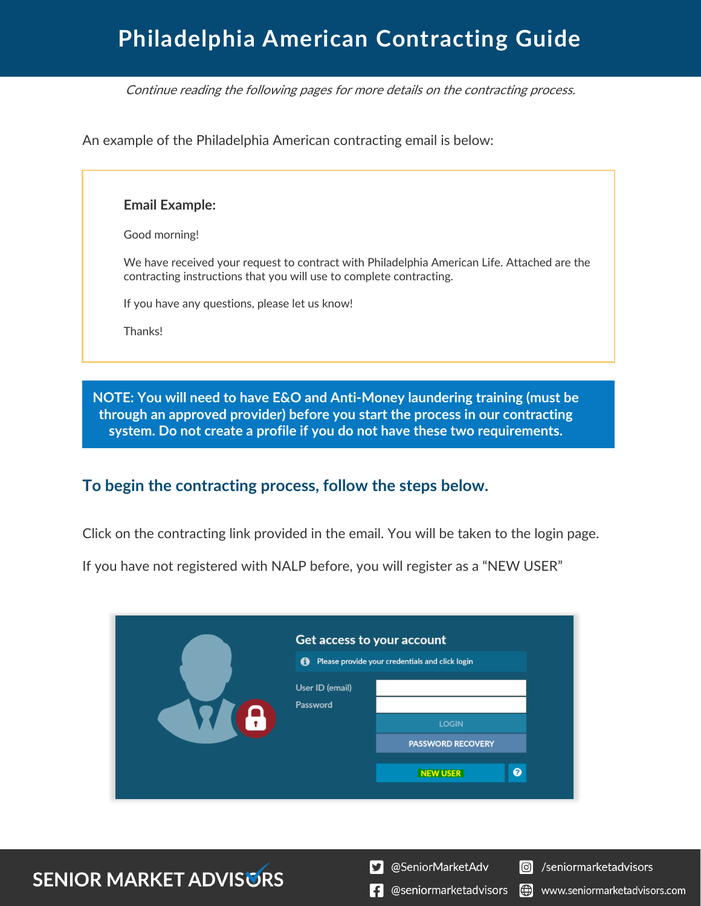# Philadelphia American Contracting Guide

*Continue reading the following pages for more details on the contracting process.*

An example of the Philadelphia American contracting email is below:

**Email Example:**

Good morning!

We have received your request to contract with Philadelphia American Life. Attached are the contracting instructions that you will use to complete contracting.

If you have any questions, please let us know!

Thanks!

**NOTE: You will need to have E&O and Anti-Money laundering training (must be through an approved provider) before you start the process in our contracting system. Do not create a profile if you do not have these two requirements.**

## To begin the contracting process, follow the steps below.

Click on the contracting link provided in the email. You will be taken to the login page.

If you have not registered with NALP before, you will register as a "NEW USER"

Get access to your account

Please provide your credentials and click login

User ID (email)

Password

LOGIN

PASSWORD RECOVERY

NEW USER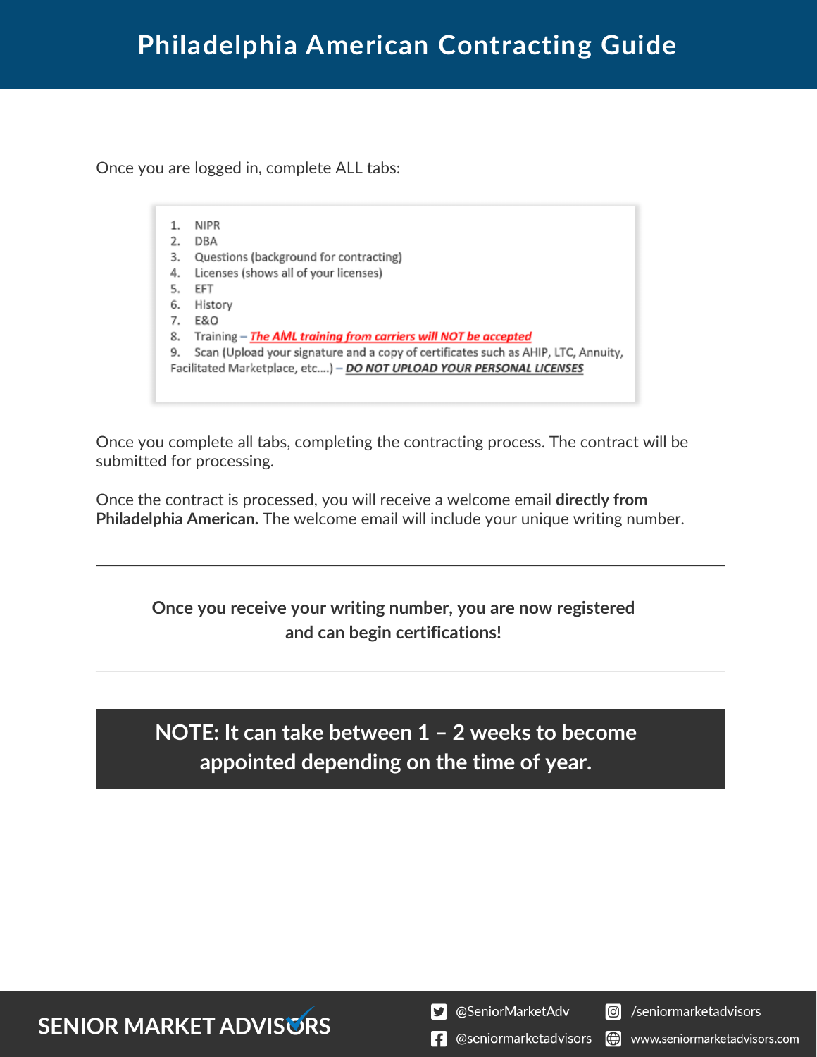# Philadelphia American Contracting Guide

Once you are logged in, complete ALL tabs:

1. NIPR
2. DBA
3. Questions (background for contracting)
4. Licenses (shows all of your licenses)
5. EFT
6. History
7. E&O
8. Training – ***The AML training from carriers will NOT be accepted***
9. Scan (Upload your signature and a copy of certificates such as AHIP, LTC, Annuity, Facilitated Marketplace, etc....) – ***DO NOT UPLOAD YOUR PERSONAL LICENSES***

Once you complete all tabs, completing the contracting process. The contract will be submitted for processing.

Once the contract is processed, you will receive a welcome email **directly from Philadelphia American.** The welcome email will include your unique writing number.

---

**Once you receive your writing number, you are now registered and can begin certifications!**

---

**NOTE: It can take between 1 – 2 weeks to become appointed depending on the time of year.**

SENIOR MARKET ADVISORS

@SeniorMarketAdv

/seniormarketadvisors

@seniormarketadvisors

www.seniormarketadvisors.com